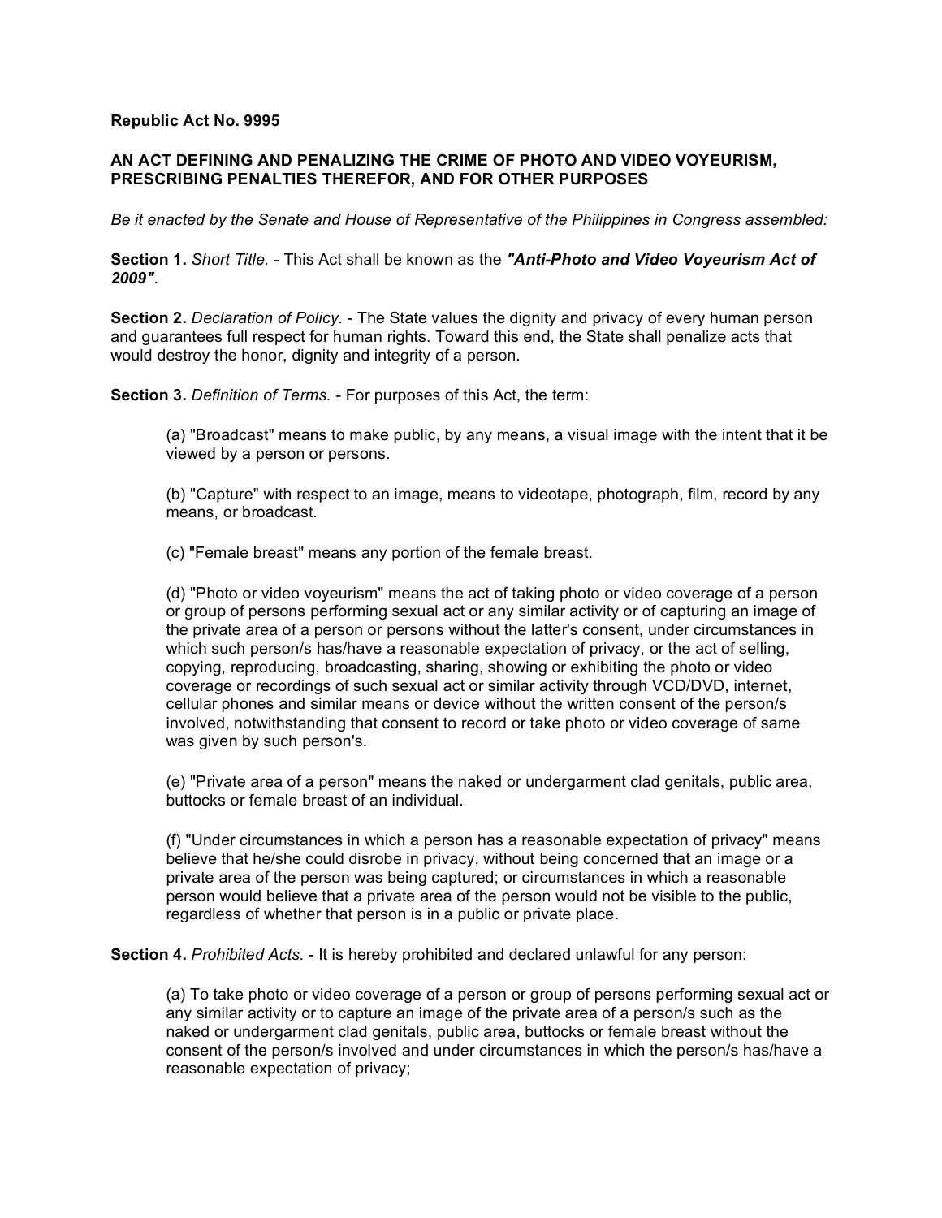**Republic Act No. 9995**

**AN ACT DEFINING AND PENALIZING THE CRIME OF PHOTO AND VIDEO VOYEURISM, PRESCRIBING PENALTIES THEREFOR, AND FOR OTHER PURPOSES**

*Be it enacted by the Senate and House of Representative of the Philippines in Congress assembled:*

**Section 1.** *Short Title.* - This Act shall be known as the ***"Anti-Photo and Video Voyeurism Act of 2009"***.

**Section 2.** *Declaration of Policy.* - The State values the dignity and privacy of every human person and guarantees full respect for human rights. Toward this end, the State shall penalize acts that would destroy the honor, dignity and integrity of a person.

**Section 3.** *Definition of Terms.* - For purposes of this Act, the term:

> (a) "Broadcast" means to make public, by any means, a visual image with the intent that it be viewed by a person or persons.
>
> (b) "Capture" with respect to an image, means to videotape, photograph, film, record by any means, or broadcast.
>
> (c) "Female breast" means any portion of the female breast.
>
> (d) "Photo or video voyeurism" means the act of taking photo or video coverage of a person or group of persons performing sexual act or any similar activity or of capturing an image of the private area of a person or persons without the latter's consent, under circumstances in which such person/s has/have a reasonable expectation of privacy, or the act of selling, copying, reproducing, broadcasting, sharing, showing or exhibiting the photo or video coverage or recordings of such sexual act or similar activity through VCD/DVD, internet, cellular phones and similar means or device without the written consent of the person/s involved, notwithstanding that consent to record or take photo or video coverage of same was given by such person's.
>
> (e) "Private area of a person" means the naked or undergarment clad genitals, public area, buttocks or female breast of an individual.
>
> (f) "Under circumstances in which a person has a reasonable expectation of privacy" means believe that he/she could disrobe in privacy, without being concerned that an image or a private area of the person was being captured; or circumstances in which a reasonable person would believe that a private area of the person would not be visible to the public, regardless of whether that person is in a public or private place.

**Section 4.** *Prohibited Acts.* - It is hereby prohibited and declared unlawful for any person:

> (a) To take photo or video coverage of a person or group of persons performing sexual act or any similar activity or to capture an image of the private area of a person/s such as the naked or undergarment clad genitals, public area, buttocks or female breast without the consent of the person/s involved and under circumstances in which the person/s has/have a reasonable expectation of privacy;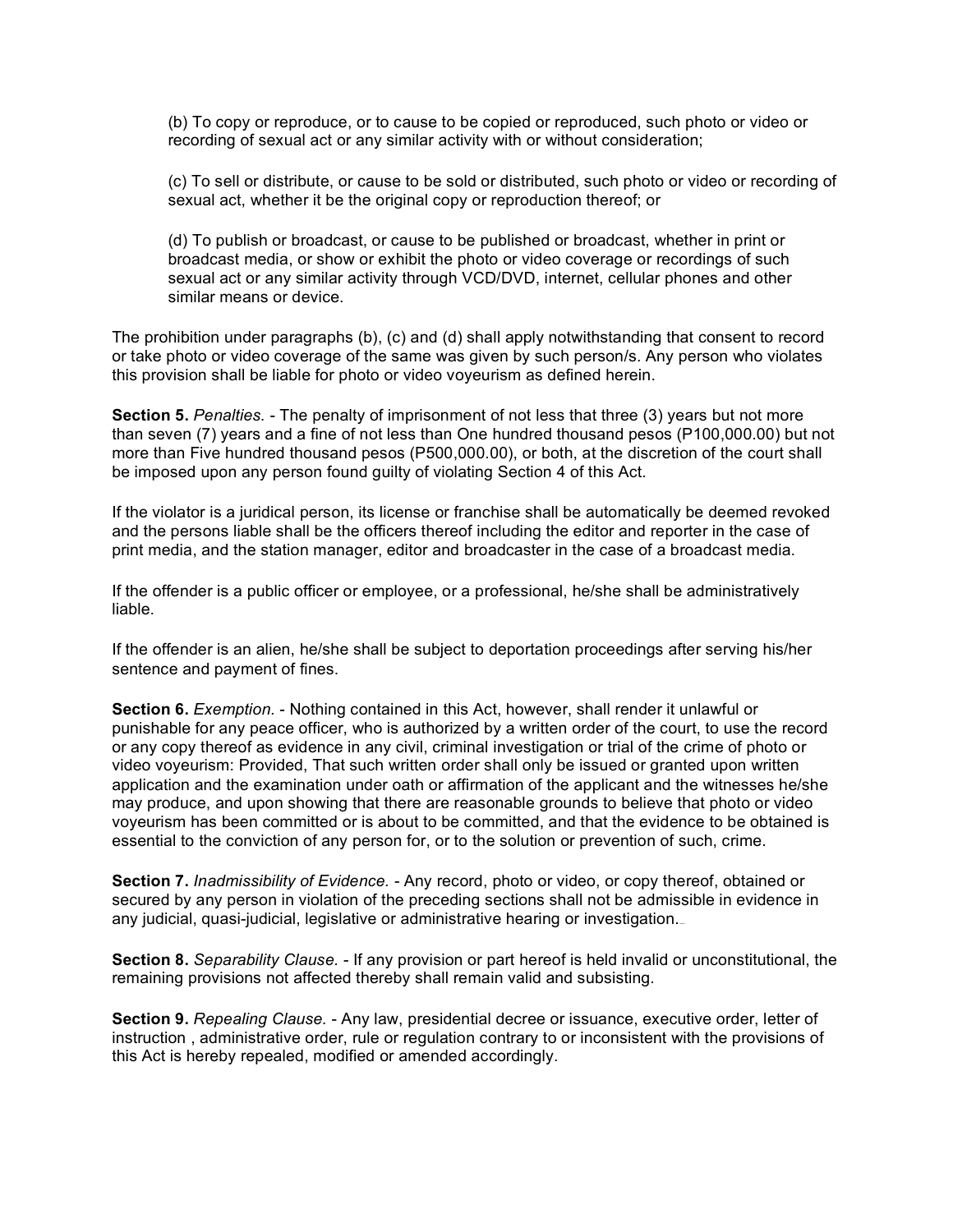(b) To copy or reproduce, or to cause to be copied or reproduced, such photo or video or recording of sexual act or any similar activity with or without consideration;

(c) To sell or distribute, or cause to be sold or distributed, such photo or video or recording of sexual act, whether it be the original copy or reproduction thereof; or

(d) To publish or broadcast, or cause to be published or broadcast, whether in print or broadcast media, or show or exhibit the photo or video coverage or recordings of such sexual act or any similar activity through VCD/DVD, internet, cellular phones and other similar means or device.

The prohibition under paragraphs (b), (c) and (d) shall apply notwithstanding that consent to record or take photo or video coverage of the same was given by such person/s. Any person who violates this provision shall be liable for photo or video voyeurism as defined herein.

**Section 5.** *Penalties.* - The penalty of imprisonment of not less that three (3) years but not more than seven (7) years and a fine of not less than One hundred thousand pesos (P100,000.00) but not more than Five hundred thousand pesos (P500,000.00), or both, at the discretion of the court shall be imposed upon any person found guilty of violating Section 4 of this Act.

If the violator is a juridical person, its license or franchise shall be automatically be deemed revoked and the persons liable shall be the officers thereof including the editor and reporter in the case of print media, and the station manager, editor and broadcaster in the case of a broadcast media.

If the offender is a public officer or employee, or a professional, he/she shall be administratively liable.

If the offender is an alien, he/she shall be subject to deportation proceedings after serving his/her sentence and payment of fines.

**Section 6.** *Exemption.* - Nothing contained in this Act, however, shall render it unlawful or punishable for any peace officer, who is authorized by a written order of the court, to use the record or any copy thereof as evidence in any civil, criminal investigation or trial of the crime of photo or video voyeurism: Provided, That such written order shall only be issued or granted upon written application and the examination under oath or affirmation of the applicant and the witnesses he/she may produce, and upon showing that there are reasonable grounds to believe that photo or video voyeurism has been committed or is about to be committed, and that the evidence to be obtained is essential to the conviction of any person for, or to the solution or prevention of such, crime.

**Section 7.** *Inadmissibility of Evidence.* - Any record, photo or video, or copy thereof, obtained or secured by any person in violation of the preceding sections shall not be admissible in evidence in any judicial, quasi-judicial, legislative or administrative hearing or investigation.

**Section 8.** *Separability Clause.* - If any provision or part hereof is held invalid or unconstitutional, the remaining provisions not affected thereby shall remain valid and subsisting.

**Section 9.** *Repealing Clause.* - Any law, presidential decree or issuance, executive order, letter of instruction , administrative order, rule or regulation contrary to or inconsistent with the provisions of this Act is hereby repealed, modified or amended accordingly.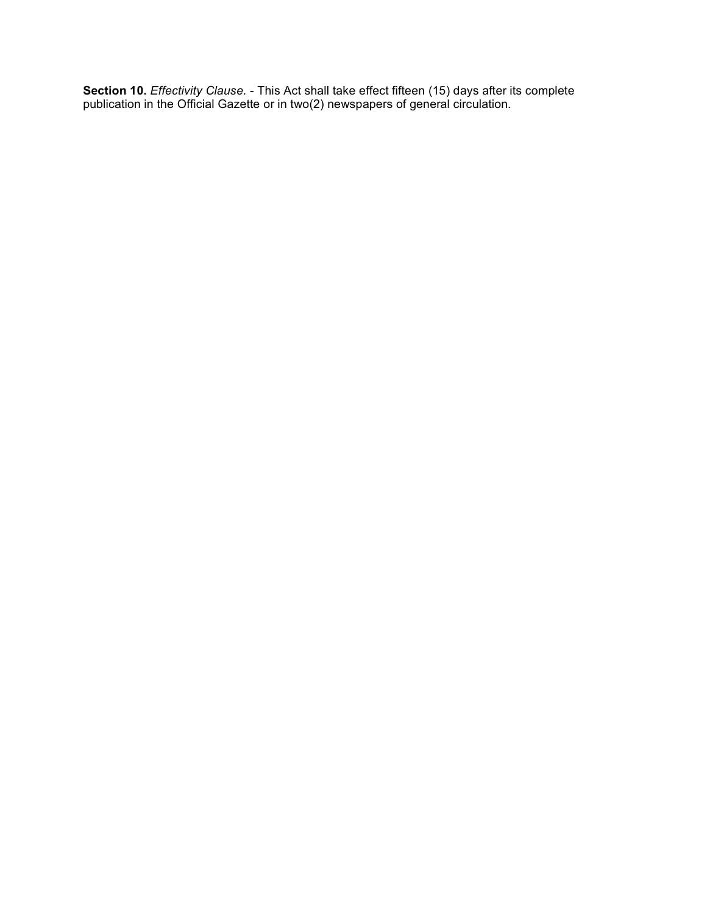**Section 10.** *Effectivity Clause.* - This Act shall take effect fifteen (15) days after its complete publication in the Official Gazette or in two(2) newspapers of general circulation.